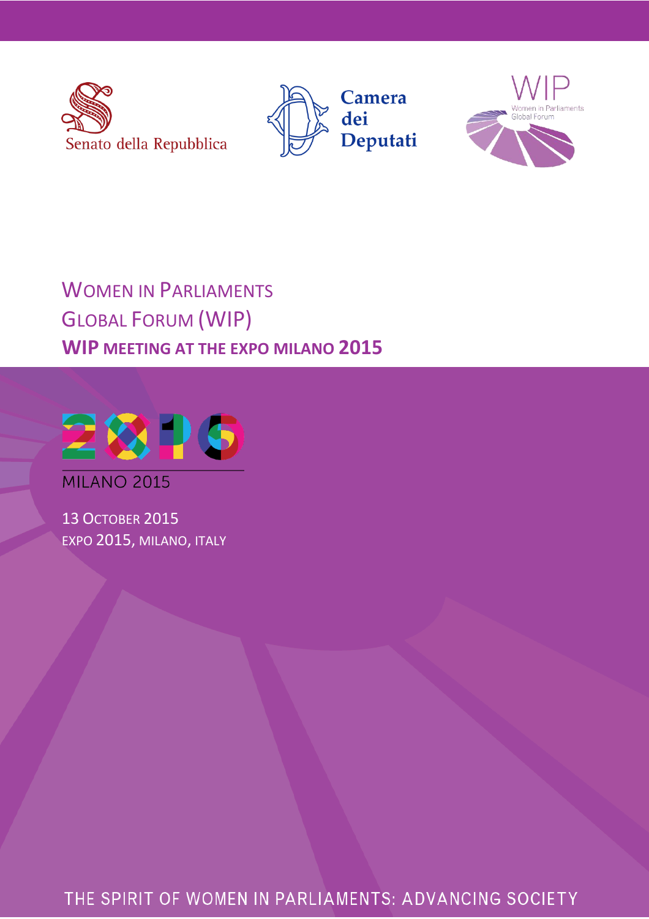Senato della Repubblica

Camera dei Deputati

WIP Women in Parliaments Global Forum

# Women in Parliaments Global Forum (WIP)

## WIP meeting at the Expo Milano 2015

MILANO 2015

13 October 2015

Expo 2015, Milano, Italy

THE SPIRIT OF WOMEN IN PARLIAMENTS: ADVANCING SOCIETY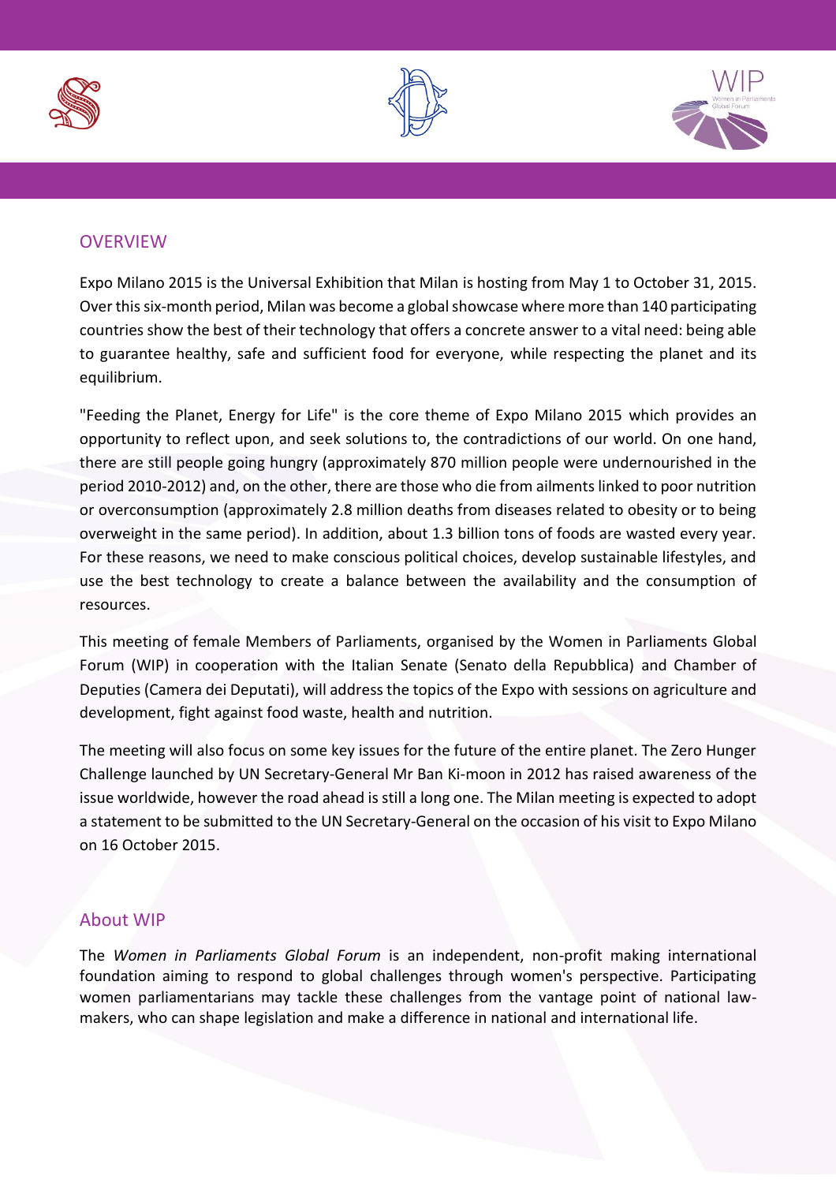## OVERVIEW

Expo Milano 2015 is the Universal Exhibition that Milan is hosting from May 1 to October 31, 2015. Over this six-month period, Milan was become a global showcase where more than 140 participating countries show the best of their technology that offers a concrete answer to a vital need: being able to guarantee healthy, safe and sufficient food for everyone, while respecting the planet and its equilibrium.

"Feeding the Planet, Energy for Life" is the core theme of Expo Milano 2015 which provides an opportunity to reflect upon, and seek solutions to, the contradictions of our world. On one hand, there are still people going hungry (approximately 870 million people were undernourished in the period 2010-2012) and, on the other, there are those who die from ailments linked to poor nutrition or overconsumption (approximately 2.8 million deaths from diseases related to obesity or to being overweight in the same period). In addition, about 1.3 billion tons of foods are wasted every year. For these reasons, we need to make conscious political choices, develop sustainable lifestyles, and use the best technology to create a balance between the availability and the consumption of resources.

This meeting of female Members of Parliaments, organised by the Women in Parliaments Global Forum (WIP) in cooperation with the Italian Senate (Senato della Repubblica) and Chamber of Deputies (Camera dei Deputati), will address the topics of the Expo with sessions on agriculture and development, fight against food waste, health and nutrition.

The meeting will also focus on some key issues for the future of the entire planet. The Zero Hunger Challenge launched by UN Secretary-General Mr Ban Ki-moon in 2012 has raised awareness of the issue worldwide, however the road ahead is still a long one. The Milan meeting is expected to adopt a statement to be submitted to the UN Secretary-General on the occasion of his visit to Expo Milano on 16 October 2015.

## About WIP

The *Women in Parliaments Global Forum* is an independent, non-profit making international foundation aiming to respond to global challenges through women's perspective. Participating women parliamentarians may tackle these challenges from the vantage point of national law-makers, who can shape legislation and make a difference in national and international life.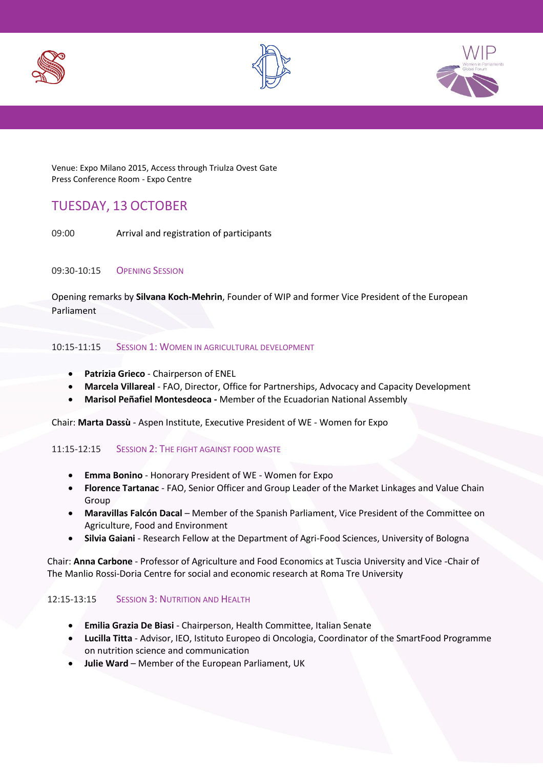Venue: Expo Milano 2015, Access through Triulza Ovest Gate
Press Conference Room - Expo Centre

## TUESDAY, 13 OCTOBER

09:00 Arrival and registration of participants

### 09:30-10:15 Opening Session

Opening remarks by **Silvana Koch-Mehrin**, Founder of WIP and former Vice President of the European Parliament

### 10:15-11:15 Session 1: Women in agricultural development

- **Patrizia Grieco** - Chairperson of ENEL
- **Marcela Villareal** - FAO, Director, Office for Partnerships, Advocacy and Capacity Development
- **Marisol Peñafiel Montesdeoca -** Member of the Ecuadorian National Assembly

Chair: **Marta Dassù** - Aspen Institute, Executive President of WE - Women for Expo

### 11:15-12:15 Session 2: The fight against food waste

- **Emma Bonino** - Honorary President of WE - Women for Expo
- **Florence Tartanac** - FAO, Senior Officer and Group Leader of the Market Linkages and Value Chain Group
- **Maravillas Falcón Dacal** – Member of the Spanish Parliament, Vice President of the Committee on Agriculture, Food and Environment
- **Silvia Gaiani** - Research Fellow at the Department of Agri-Food Sciences, University of Bologna

Chair: **Anna Carbone** - Professor of Agriculture and Food Economics at Tuscia University and Vice -Chair of The Manlio Rossi-Doria Centre for social and economic research at Roma Tre University

### 12:15-13:15 Session 3: Nutrition and Health

- **Emilia Grazia De Biasi** - Chairperson, Health Committee, Italian Senate
- **Lucilla Titta** - Advisor, IEO, Istituto Europeo di Oncologia, Coordinator of the SmartFood Programme on nutrition science and communication
- **Julie Ward** – Member of the European Parliament, UK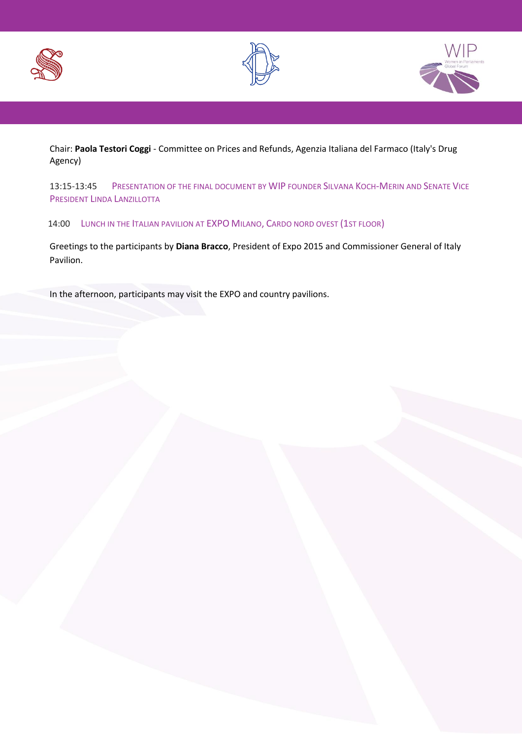Chair: **Paola Testori Coggi** - Committee on Prices and Refunds, Agenzia Italiana del Farmaco (Italy's Drug Agency)

13:15-13:45 PRESENTATION OF THE FINAL DOCUMENT BY WIP FOUNDER SILVANA KOCH-MERIN AND SENATE VICE PRESIDENT LINDA LANZILLOTTA

14:00 LUNCH IN THE ITALIAN PAVILION AT EXPO MILANO, CARDO NORD OVEST (1ST FLOOR)

Greetings to the participants by **Diana Bracco**, President of Expo 2015 and Commissioner General of Italy Pavilion.

In the afternoon, participants may visit the EXPO and country pavilions.